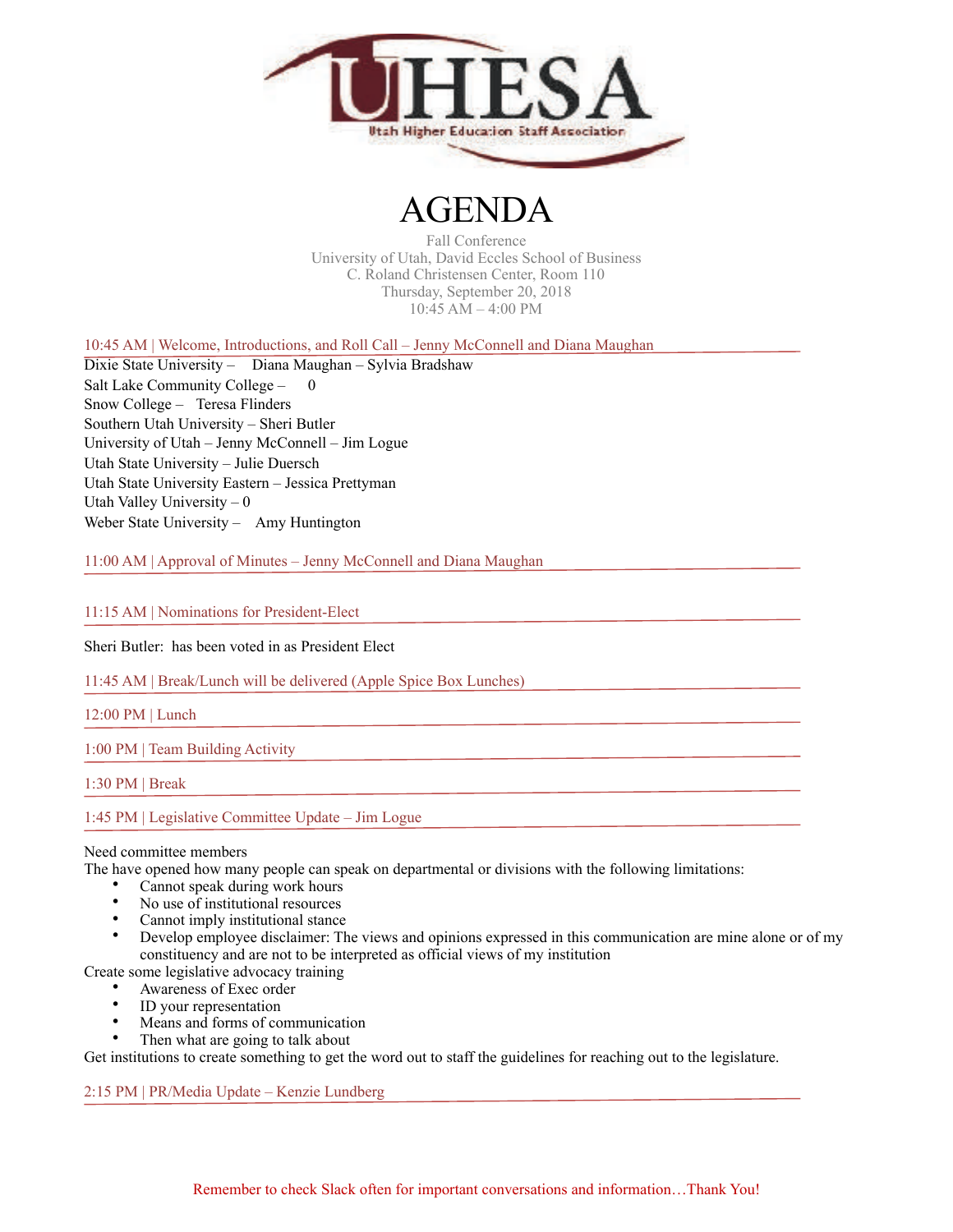UHESA

Utah Higher Education Staff Association

# AGENDA

Fall Conference
University of Utah, David Eccles School of Business
C. Roland Christensen Center, Room 110
Thursday, September 20, 2018
10:45 AM – 4:00 PM

## 10:45 AM | Welcome, Introductions, and Roll Call – Jenny McConnell and Diana Maughan

Dixie State University – Diana Maughan – Sylvia Bradshaw
Salt Lake Community College – 0
Snow College – Teresa Flinders
Southern Utah University – Sheri Butler
University of Utah – Jenny McConnell – Jim Logue
Utah State University – Julie Duersch
Utah State University Eastern – Jessica Prettyman
Utah Valley University – 0
Weber State University – Amy Huntington

## 11:00 AM | Approval of Minutes – Jenny McConnell and Diana Maughan

## 11:15 AM | Nominations for President-Elect

Sheri Butler: has been voted in as President Elect

## 11:45 AM | Break/Lunch will be delivered (Apple Spice Box Lunches)

## 12:00 PM | Lunch

## 1:00 PM | Team Building Activity

## 1:30 PM | Break

## 1:45 PM | Legislative Committee Update – Jim Logue

Need committee members
The have opened how many people can speak on departmental or divisions with the following limitations:

- Cannot speak during work hours
- No use of institutional resources
- Cannot imply institutional stance
- Develop employee disclaimer: The views and opinions expressed in this communication are mine alone or of my constituency and are not to be interpreted as official views of my institution

Create some legislative advocacy training

- Awareness of Exec order
- ID your representation
- Means and forms of communication
- Then what are going to talk about

Get institutions to create something to get the word out to staff the guidelines for reaching out to the legislature.

## 2:15 PM | PR/Media Update – Kenzie Lundberg

Remember to check Slack often for important conversations and information…Thank You!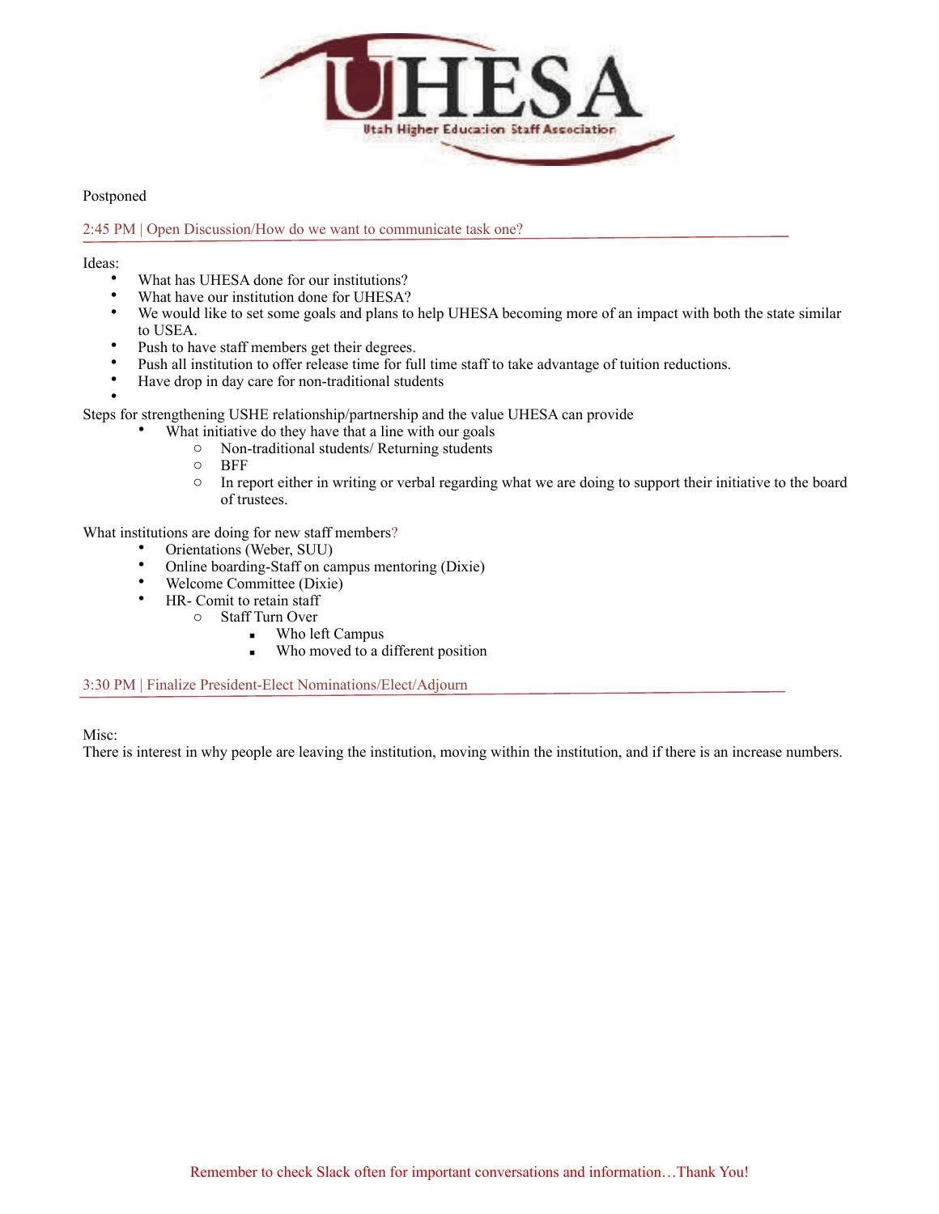Postponed

## 2:45 PM | Open Discussion/How do we want to communicate task one?

Ideas:

- What has UHESA done for our institutions?
- What have our institution done for UHESA?
- We would like to set some goals and plans to help UHESA becoming more of an impact with both the state similar to USEA.
- Push to have staff members get their degrees.
- Push all institution to offer release time for full time staff to take advantage of tuition reductions.
- Have drop in day care for non-traditional students
- 

Steps for strengthening USHE relationship/partnership and the value UHESA can provide

- What initiative do they have that a line with our goals
  - Non-traditional students/ Returning students
  - BFF
  - In report either in writing or verbal regarding what we are doing to support their initiative to the board of trustees.

What institutions are doing for new staff members?

- Orientations (Weber, SUU)
- Online boarding-Staff on campus mentoring (Dixie)
- Welcome Committee (Dixie)
- HR- Comit to retain staff
  - Staff Turn Over
    - Who left Campus
    - Who moved to a different position

## 3:30 PM | Finalize President-Elect Nominations/Elect/Adjourn

Misc:
There is interest in why people are leaving the institution, moving within the institution, and if there is an increase numbers.

Remember to check Slack often for important conversations and information…Thank You!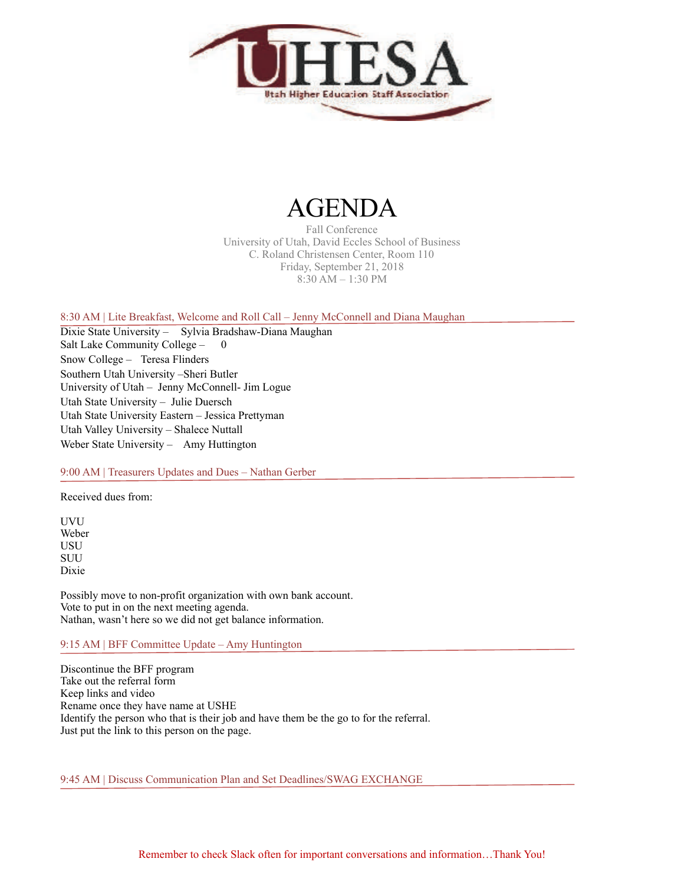UHESA

Utah Higher Education Staff Association

# AGENDA

Fall Conference
University of Utah, David Eccles School of Business
C. Roland Christensen Center, Room 110
Friday, September 21, 2018
8:30 AM – 1:30 PM

## 8:30 AM | Lite Breakfast, Welcome and Roll Call – Jenny McConnell and Diana Maughan

Dixie State University – Sylvia Bradshaw-Diana Maughan
Salt Lake Community College – 0
Snow College – Teresa Flinders
Southern Utah University –Sheri Butler
University of Utah – Jenny McConnell- Jim Logue
Utah State University – Julie Duersch
Utah State University Eastern – Jessica Prettyman
Utah Valley University – Shalece Nuttall
Weber State University – Amy Huttington

## 9:00 AM | Treasurers Updates and Dues – Nathan Gerber

Received dues from:

UVU
Weber
USU
SUU
Dixie

Possibly move to non-profit organization with own bank account.
Vote to put in on the next meeting agenda.
Nathan, wasn't here so we did not get balance information.

## 9:15 AM | BFF Committee Update – Amy Huntington

Discontinue the BFF program
Take out the referral form
Keep links and video
Rename once they have name at USHE
Identify the person who that is their job and have them be the go to for the referral.
Just put the link to this person on the page.

## 9:45 AM | Discuss Communication Plan and Set Deadlines/SWAG EXCHANGE

Remember to check Slack often for important conversations and information…Thank You!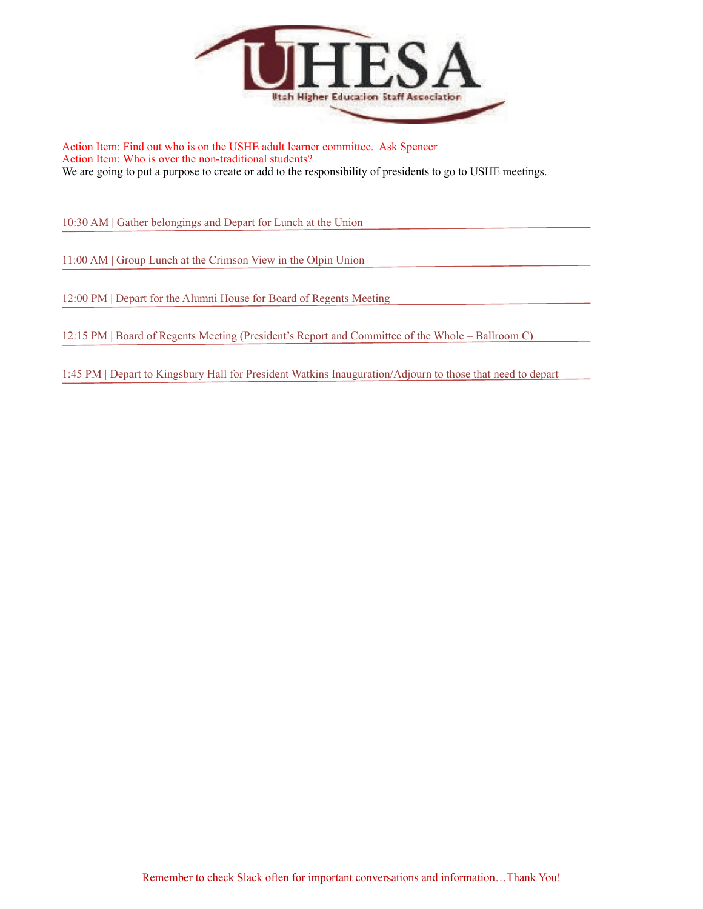Action Item: Find out who is on the USHE adult learner committee. Ask Spencer
Action Item: Who is over the non-traditional students?
We are going to put a purpose to create or add to the responsibility of presidents to go to USHE meetings.

10:30 AM | Gather belongings and Depart for Lunch at the Union

11:00 AM | Group Lunch at the Crimson View in the Olpin Union

12:00 PM | Depart for the Alumni House for Board of Regents Meeting

12:15 PM | Board of Regents Meeting (President's Report and Committee of the Whole – Ballroom C)

1:45 PM | Depart to Kingsbury Hall for President Watkins Inauguration/Adjourn to those that need to depart

Remember to check Slack often for important conversations and information…Thank You!